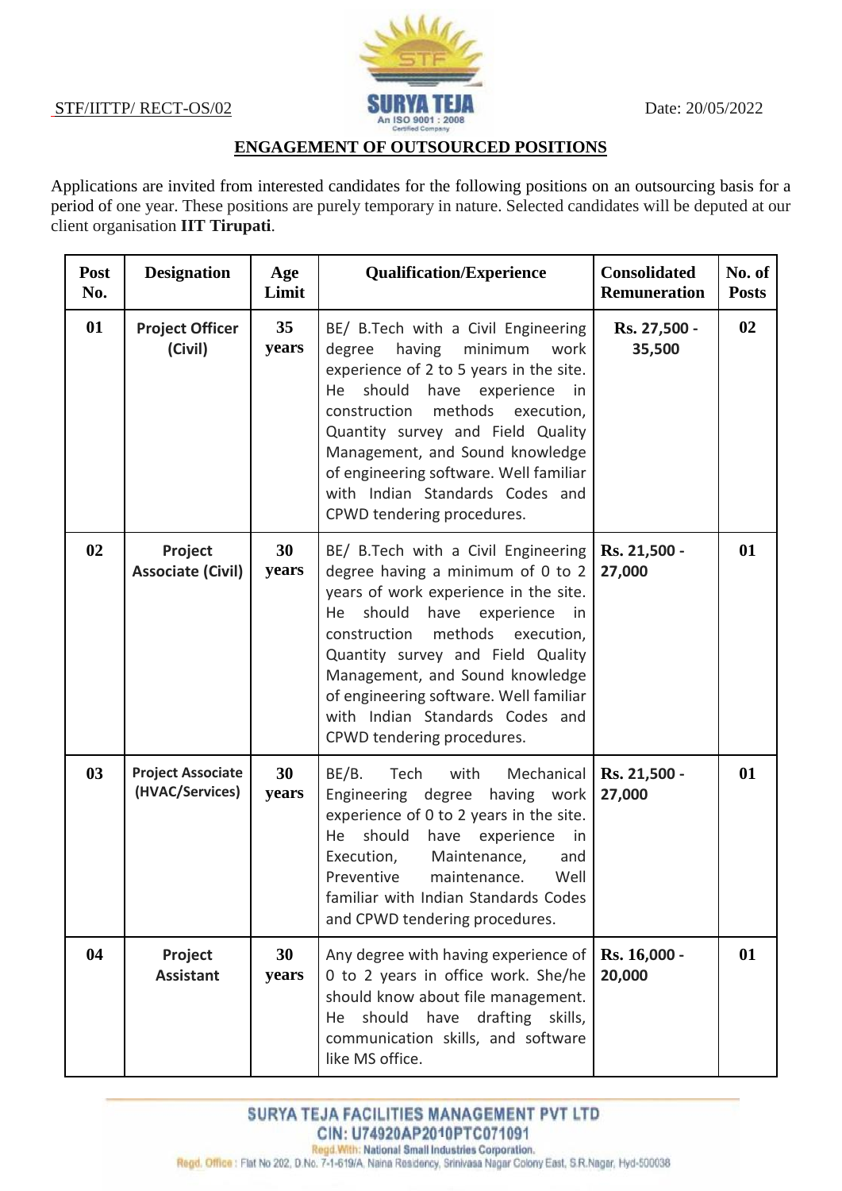STF/IITTP/ RECT-OS/02 Date: 20/05/2022

## ENGAGEMENT OF OUTSOURCED POSITIONS

Applications are invited from interested candidates for the following positions on an outsourcing basis for a period of one year. These positions are purely temporary in nature. Selected candidates will be deputed at our client organisation **IIT Tirupati**.

| Post No. | Designation | Age Limit | Qualification/Experience | Consolidated Remuneration | No. of Posts |
|---|---|---|---|---|---|
| 01 | Project Officer (Civil) | 35 years | BE/ B.Tech with a Civil Engineering degree having minimum work experience of 2 to 5 years in the site. He should have experience in construction methods execution, Quantity survey and Field Quality Management, and Sound knowledge of engineering software. Well familiar with Indian Standards Codes and CPWD tendering procedures. | Rs. 27,500 - 35,500 | 02 |
| 02 | Project Associate (Civil) | 30 years | BE/ B.Tech with a Civil Engineering degree having a minimum of 0 to 2 years of work experience in the site. He should have experience in construction methods execution, Quantity survey and Field Quality Management, and Sound knowledge of engineering software. Well familiar with Indian Standards Codes and CPWD tendering procedures. | Rs. 21,500 - 27,000 | 01 |
| 03 | Project Associate (HVAC/Services) | 30 years | BE/B. Tech with Mechanical Engineering degree having work experience of 0 to 2 years in the site. He should have experience in Execution, Maintenance, and Preventive maintenance. Well familiar with Indian Standards Codes and CPWD tendering procedures. | Rs. 21,500 - 27,000 | 01 |
| 04 | Project Assistant | 30 years | Any degree with having experience of 0 to 2 years in office work. She/he should know about file management. He should have drafting skills, communication skills, and software like MS office. | Rs. 16,000 - 20,000 | 01 |

SURYA TEJA FACILITIES MANAGEMENT PVT LTD
CIN: U74920AP2010PTC071091
Regd.With: National Small Industries Corporation.
Regd. Office: Flat No 202, D.No. 7-1-619/A, Naina Residency, Srinivasa Nagar Colony East, S.R.Nagar, Hyd-500038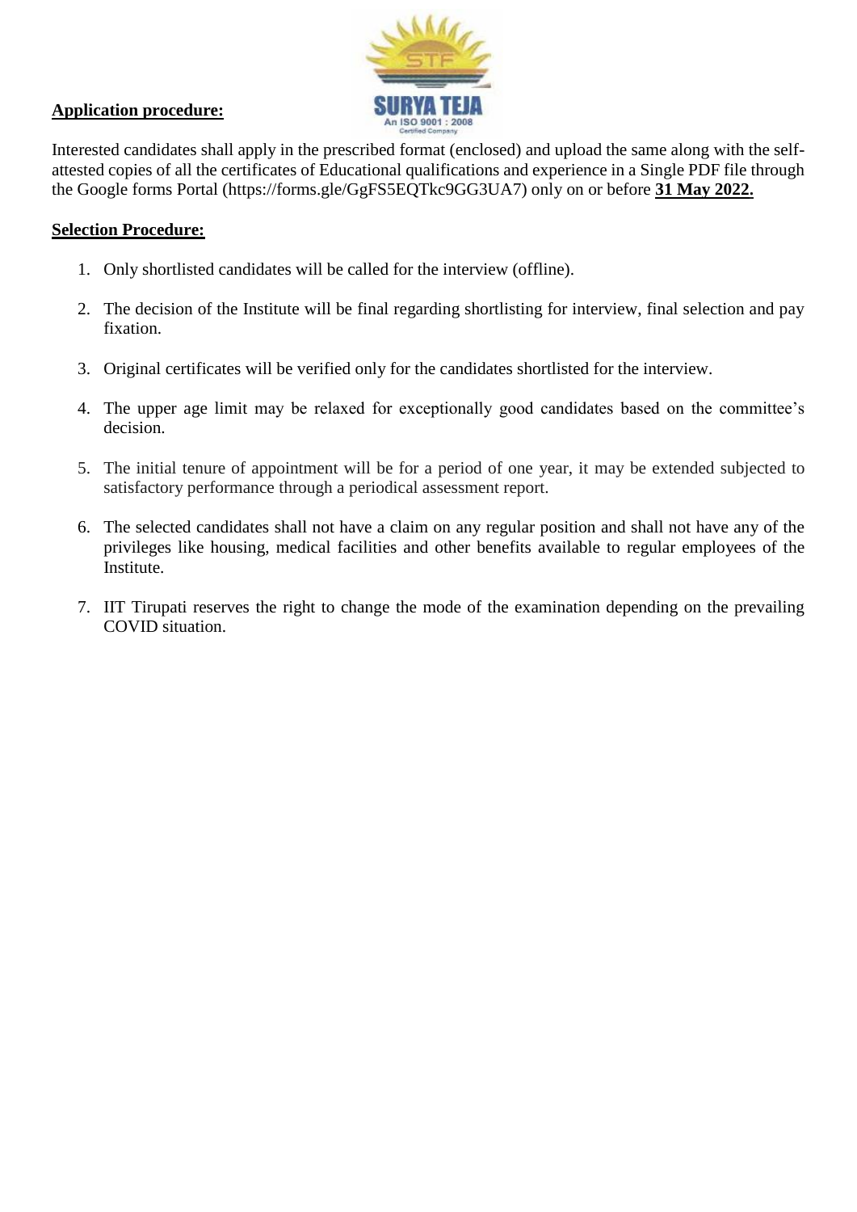**Application procedure:**

Interested candidates shall apply in the prescribed format (enclosed) and upload the same along with the self-attested copies of all the certificates of Educational qualifications and experience in a Single PDF file through the Google forms Portal (https://forms.gle/GgFS5EQTkc9GG3UA7) only on or before **31 May 2022.**

**Selection Procedure:**

1. Only shortlisted candidates will be called for the interview (offline).
2. The decision of the Institute will be final regarding shortlisting for interview, final selection and pay fixation.
3. Original certificates will be verified only for the candidates shortlisted for the interview.
4. The upper age limit may be relaxed for exceptionally good candidates based on the committee's decision.
5. The initial tenure of appointment will be for a period of one year, it may be extended subjected to satisfactory performance through a periodical assessment report.
6. The selected candidates shall not have a claim on any regular position and shall not have any of the privileges like housing, medical facilities and other benefits available to regular employees of the Institute.
7. IIT Tirupati reserves the right to change the mode of the examination depending on the prevailing COVID situation.